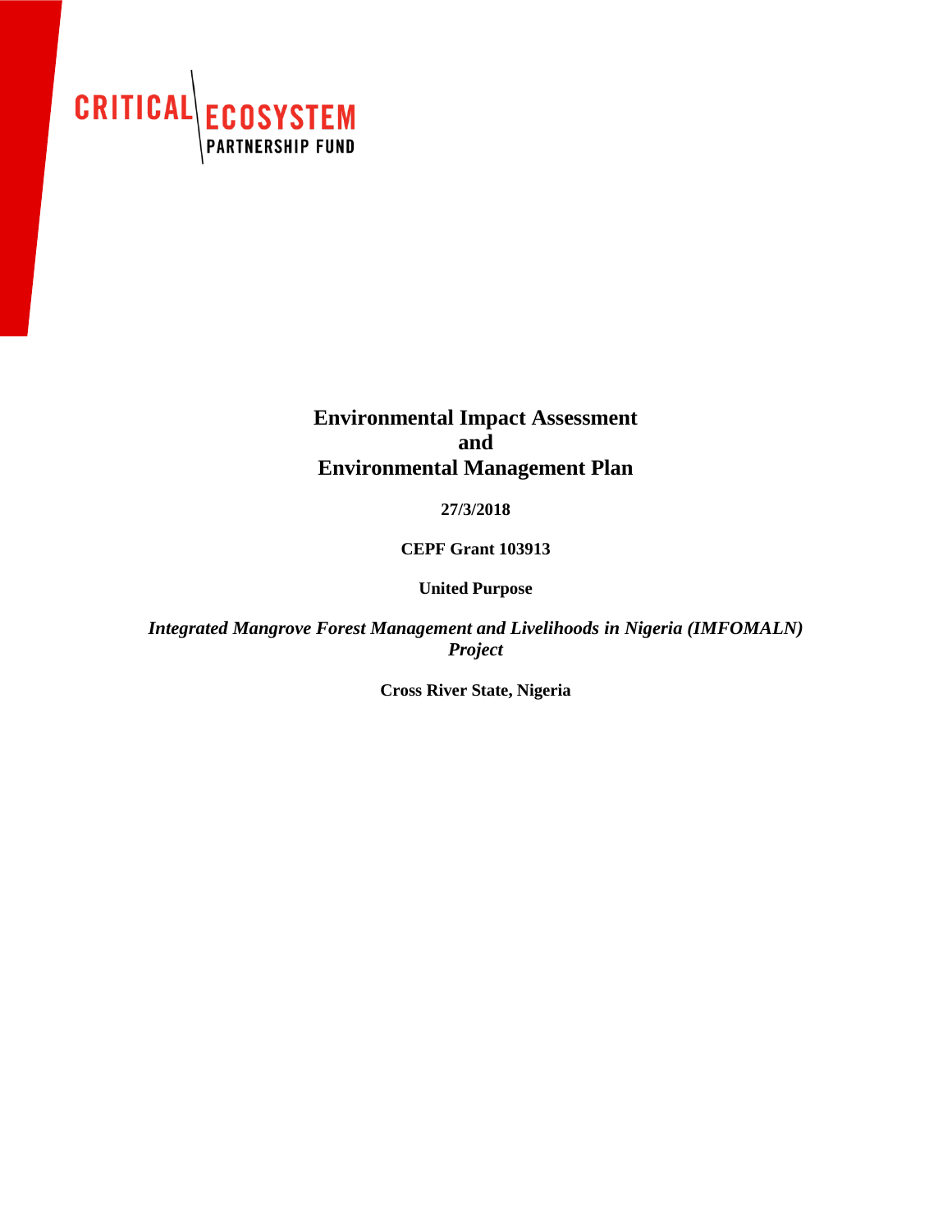CRITICAL ECOSYSTEM PARTNERSHIP FUND

# Environmental Impact Assessment and Environmental Management Plan

**27/3/2018**

**CEPF Grant 103913**

**United Purpose**

***Integrated Mangrove Forest Management and Livelihoods in Nigeria (IMFOMALN) Project***

**Cross River State, Nigeria**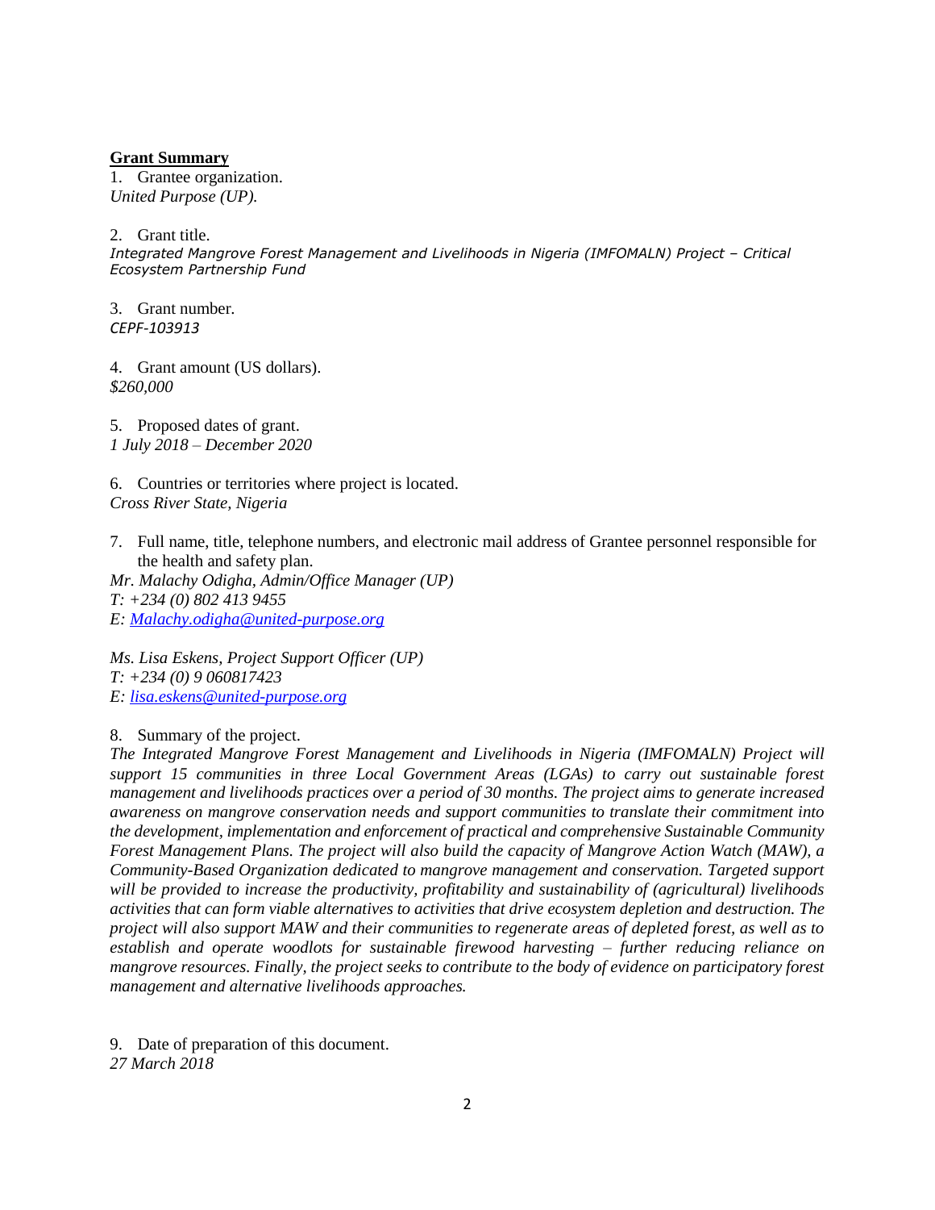**Grant Summary**

1. Grantee organization.

*United Purpose (UP).*

2. Grant title.

*Integrated Mangrove Forest Management and Livelihoods in Nigeria (IMFOMALN) Project – Critical Ecosystem Partnership Fund*

3. Grant number.

*CEPF-103913*

4. Grant amount (US dollars).

*$260,000*

5. Proposed dates of grant.

*1 July 2018 – December 2020*

6. Countries or territories where project is located.

*Cross River State, Nigeria*

7. Full name, title, telephone numbers, and electronic mail address of Grantee personnel responsible for the health and safety plan.

*Mr. Malachy Odigha, Admin/Office Manager (UP)*
*T: +234 (0) 802 413 9455*
*E: Malachy.odigha@united-purpose.org*

*Ms. Lisa Eskens, Project Support Officer (UP)*
*T: +234 (0) 9 060817423*
*E: lisa.eskens@united-purpose.org*

8. Summary of the project.

*The Integrated Mangrove Forest Management and Livelihoods in Nigeria (IMFOMALN) Project will support 15 communities in three Local Government Areas (LGAs) to carry out sustainable forest management and livelihoods practices over a period of 30 months. The project aims to generate increased awareness on mangrove conservation needs and support communities to translate their commitment into the development, implementation and enforcement of practical and comprehensive Sustainable Community Forest Management Plans. The project will also build the capacity of Mangrove Action Watch (MAW), a Community-Based Organization dedicated to mangrove management and conservation. Targeted support will be provided to increase the productivity, profitability and sustainability of (agricultural) livelihoods activities that can form viable alternatives to activities that drive ecosystem depletion and destruction. The project will also support MAW and their communities to regenerate areas of depleted forest, as well as to establish and operate woodlots for sustainable firewood harvesting – further reducing reliance on mangrove resources. Finally, the project seeks to contribute to the body of evidence on participatory forest management and alternative livelihoods approaches.*

9. Date of preparation of this document.

*27 March 2018*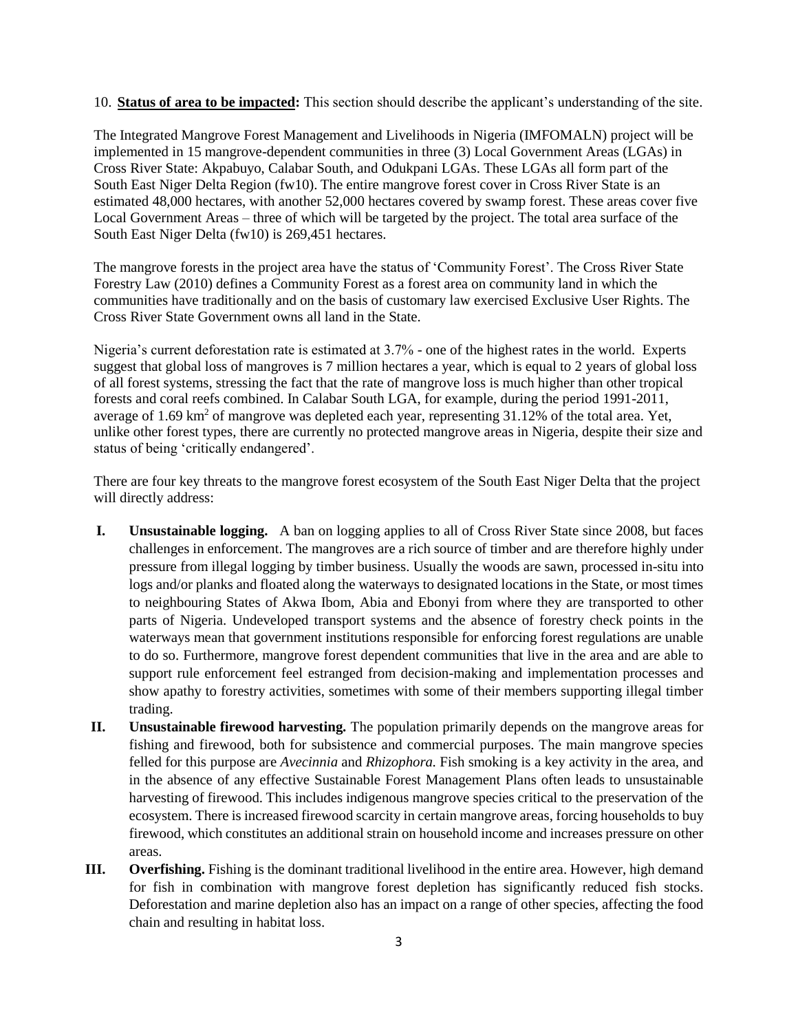10. **Status of area to be impacted:** This section should describe the applicant's understanding of the site.

The Integrated Mangrove Forest Management and Livelihoods in Nigeria (IMFOMALN) project will be implemented in 15 mangrove-dependent communities in three (3) Local Government Areas (LGAs) in Cross River State: Akpabuyo, Calabar South, and Odukpani LGAs. These LGAs all form part of the South East Niger Delta Region (fw10). The entire mangrove forest cover in Cross River State is an estimated 48,000 hectares, with another 52,000 hectares covered by swamp forest. These areas cover five Local Government Areas – three of which will be targeted by the project. The total area surface of the South East Niger Delta (fw10) is 269,451 hectares.

The mangrove forests in the project area have the status of 'Community Forest'. The Cross River State Forestry Law (2010) defines a Community Forest as a forest area on community land in which the communities have traditionally and on the basis of customary law exercised Exclusive User Rights. The Cross River State Government owns all land in the State.

Nigeria's current deforestation rate is estimated at 3.7% - one of the highest rates in the world. Experts suggest that global loss of mangroves is 7 million hectares a year, which is equal to 2 years of global loss of all forest systems, stressing the fact that the rate of mangrove loss is much higher than other tropical forests and coral reefs combined. In Calabar South LGA, for example, during the period 1991-2011, average of 1.69 $km^2$ of mangrove was depleted each year, representing 31.12% of the total area. Yet, unlike other forest types, there are currently no protected mangrove areas in Nigeria, despite their size and status of being 'critically endangered'.

There are four key threats to the mangrove forest ecosystem of the South East Niger Delta that the project will directly address:

I. **Unsustainable logging.** A ban on logging applies to all of Cross River State since 2008, but faces challenges in enforcement. The mangroves are a rich source of timber and are therefore highly under pressure from illegal logging by timber business. Usually the woods are sawn, processed in-situ into logs and/or planks and floated along the waterways to designated locations in the State, or most times to neighbouring States of Akwa Ibom, Abia and Ebonyi from where they are transported to other parts of Nigeria. Undeveloped transport systems and the absence of forestry check points in the waterways mean that government institutions responsible for enforcing forest regulations are unable to do so. Furthermore, mangrove forest dependent communities that live in the area and are able to support rule enforcement feel estranged from decision-making and implementation processes and show apathy to forestry activities, sometimes with some of their members supporting illegal timber trading.

II. **Unsustainable firewood harvesting.** The population primarily depends on the mangrove areas for fishing and firewood, both for subsistence and commercial purposes. The main mangrove species felled for this purpose are *Avecinnia* and *Rhizophora.* Fish smoking is a key activity in the area, and in the absence of any effective Sustainable Forest Management Plans often leads to unsustainable harvesting of firewood. This includes indigenous mangrove species critical to the preservation of the ecosystem. There is increased firewood scarcity in certain mangrove areas, forcing households to buy firewood, which constitutes an additional strain on household income and increases pressure on other areas.

III. **Overfishing.** Fishing is the dominant traditional livelihood in the entire area. However, high demand for fish in combination with mangrove forest depletion has significantly reduced fish stocks. Deforestation and marine depletion also has an impact on a range of other species, affecting the food chain and resulting in habitat loss.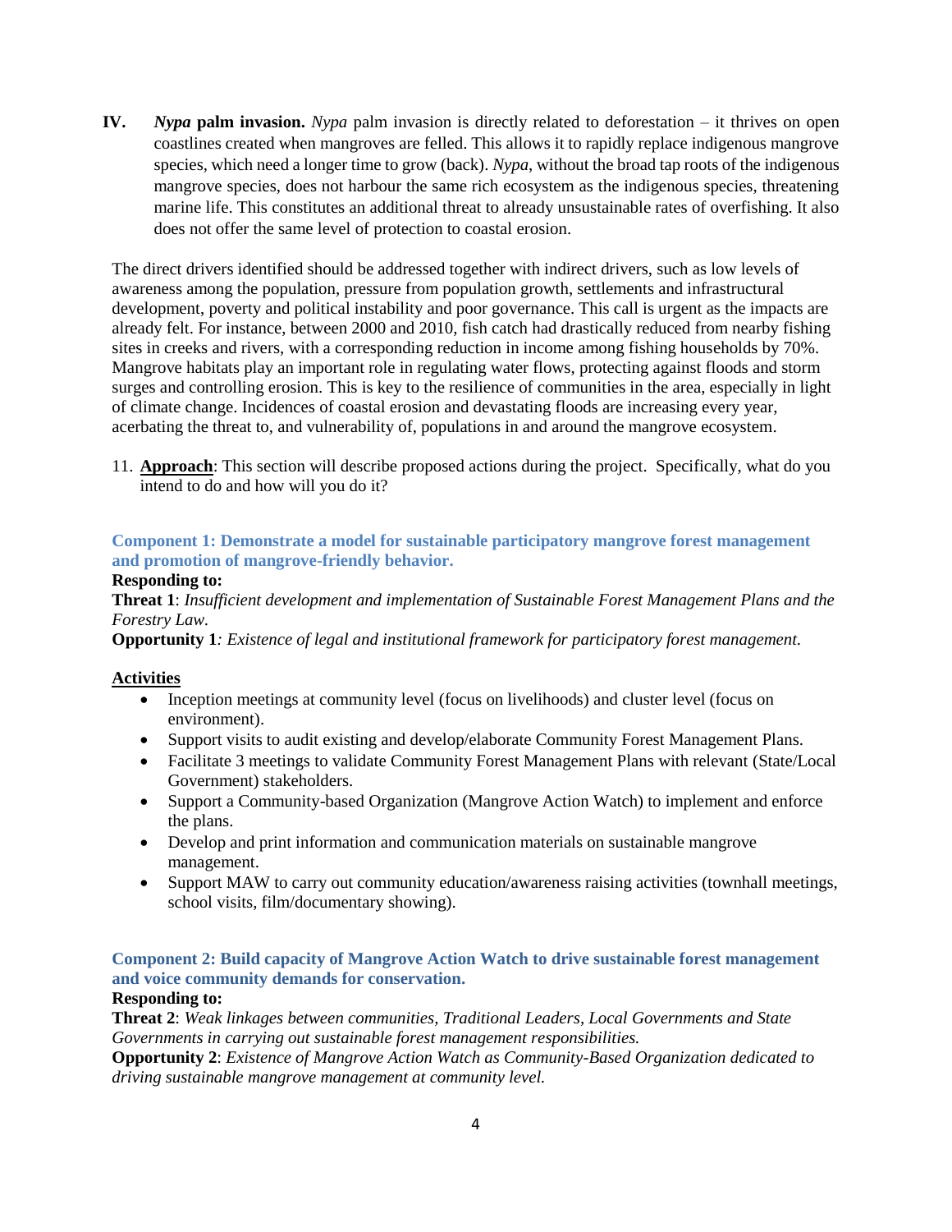IV. ***Nypa*** **palm invasion.** *Nypa* palm invasion is directly related to deforestation – it thrives on open coastlines created when mangroves are felled. This allows it to rapidly replace indigenous mangrove species, which need a longer time to grow (back). *Nypa*, without the broad tap roots of the indigenous mangrove species, does not harbour the same rich ecosystem as the indigenous species, threatening marine life. This constitutes an additional threat to already unsustainable rates of overfishing. It also does not offer the same level of protection to coastal erosion.

The direct drivers identified should be addressed together with indirect drivers, such as low levels of awareness among the population, pressure from population growth, settlements and infrastructural development, poverty and political instability and poor governance. This call is urgent as the impacts are already felt. For instance, between 2000 and 2010, fish catch had drastically reduced from nearby fishing sites in creeks and rivers, with a corresponding reduction in income among fishing households by 70%. Mangrove habitats play an important role in regulating water flows, protecting against floods and storm surges and controlling erosion. This is key to the resilience of communities in the area, especially in light of climate change. Incidences of coastal erosion and devastating floods are increasing every year, acerbating the threat to, and vulnerability of, populations in and around the mangrove ecosystem.

11. **Approach**: This section will describe proposed actions during the project. Specifically, what do you intend to do and how will you do it?

### Component 1: Demonstrate a model for sustainable participatory mangrove forest management and promotion of mangrove-friendly behavior.

**Responding to:**

**Threat 1**: *Insufficient development and implementation of Sustainable Forest Management Plans and the Forestry Law.*

**Opportunity 1**: *Existence of legal and institutional framework for participatory forest management.*

**Activities**

- Inception meetings at community level (focus on livelihoods) and cluster level (focus on environment).
- Support visits to audit existing and develop/elaborate Community Forest Management Plans.
- Facilitate 3 meetings to validate Community Forest Management Plans with relevant (State/Local Government) stakeholders.
- Support a Community-based Organization (Mangrove Action Watch) to implement and enforce the plans.
- Develop and print information and communication materials on sustainable mangrove management.
- Support MAW to carry out community education/awareness raising activities (townhall meetings, school visits, film/documentary showing).

### Component 2: Build capacity of Mangrove Action Watch to drive sustainable forest management and voice community demands for conservation.

**Responding to:**

**Threat 2**: *Weak linkages between communities, Traditional Leaders, Local Governments and State Governments in carrying out sustainable forest management responsibilities.*

**Opportunity 2**: *Existence of Mangrove Action Watch as Community-Based Organization dedicated to driving sustainable mangrove management at community level.*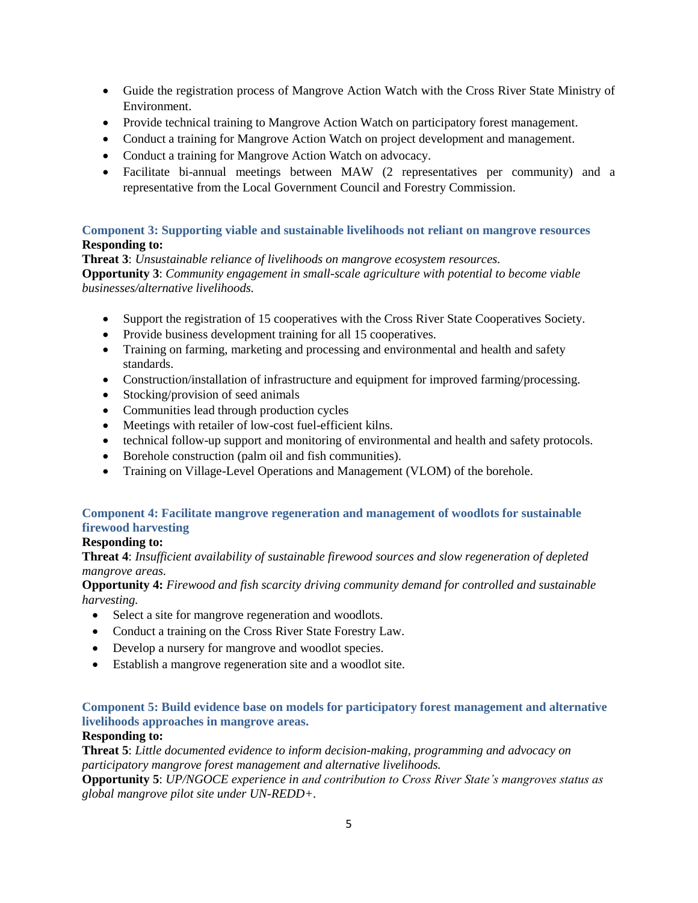- Guide the registration process of Mangrove Action Watch with the Cross River State Ministry of Environment.
- Provide technical training to Mangrove Action Watch on participatory forest management.
- Conduct a training for Mangrove Action Watch on project development and management.
- Conduct a training for Mangrove Action Watch on advocacy.
- Facilitate bi-annual meetings between MAW (2 representatives per community) and a representative from the Local Government Council and Forestry Commission.

### Component 3: Supporting viable and sustainable livelihoods not reliant on mangrove resources

**Responding to:**

**Threat 3**: *Unsustainable reliance of livelihoods on mangrove ecosystem resources.*
**Opportunity 3**: *Community engagement in small-scale agriculture with potential to become viable businesses/alternative livelihoods.*

- Support the registration of 15 cooperatives with the Cross River State Cooperatives Society.
- Provide business development training for all 15 cooperatives.
- Training on farming, marketing and processing and environmental and health and safety standards.
- Construction/installation of infrastructure and equipment for improved farming/processing.
- Stocking/provision of seed animals
- Communities lead through production cycles
- Meetings with retailer of low-cost fuel-efficient kilns.
- technical follow-up support and monitoring of environmental and health and safety protocols.
- Borehole construction (palm oil and fish communities).
- Training on Village-Level Operations and Management (VLOM) of the borehole.

### Component 4: Facilitate mangrove regeneration and management of woodlots for sustainable firewood harvesting

**Responding to:**

**Threat 4**: *Insufficient availability of sustainable firewood sources and slow regeneration of depleted mangrove areas.*
**Opportunity 4:** *Firewood and fish scarcity driving community demand for controlled and sustainable harvesting.*

- Select a site for mangrove regeneration and woodlots.
- Conduct a training on the Cross River State Forestry Law.
- Develop a nursery for mangrove and woodlot species.
- Establish a mangrove regeneration site and a woodlot site.

### Component 5: Build evidence base on models for participatory forest management and alternative livelihoods approaches in mangrove areas.

**Responding to:**

**Threat 5**: *Little documented evidence to inform decision-making, programming and advocacy on participatory mangrove forest management and alternative livelihoods.*
**Opportunity 5**: *UP/NGOCE experience in and contribution to Cross River State's mangroves status as global mangrove pilot site under UN-REDD+.*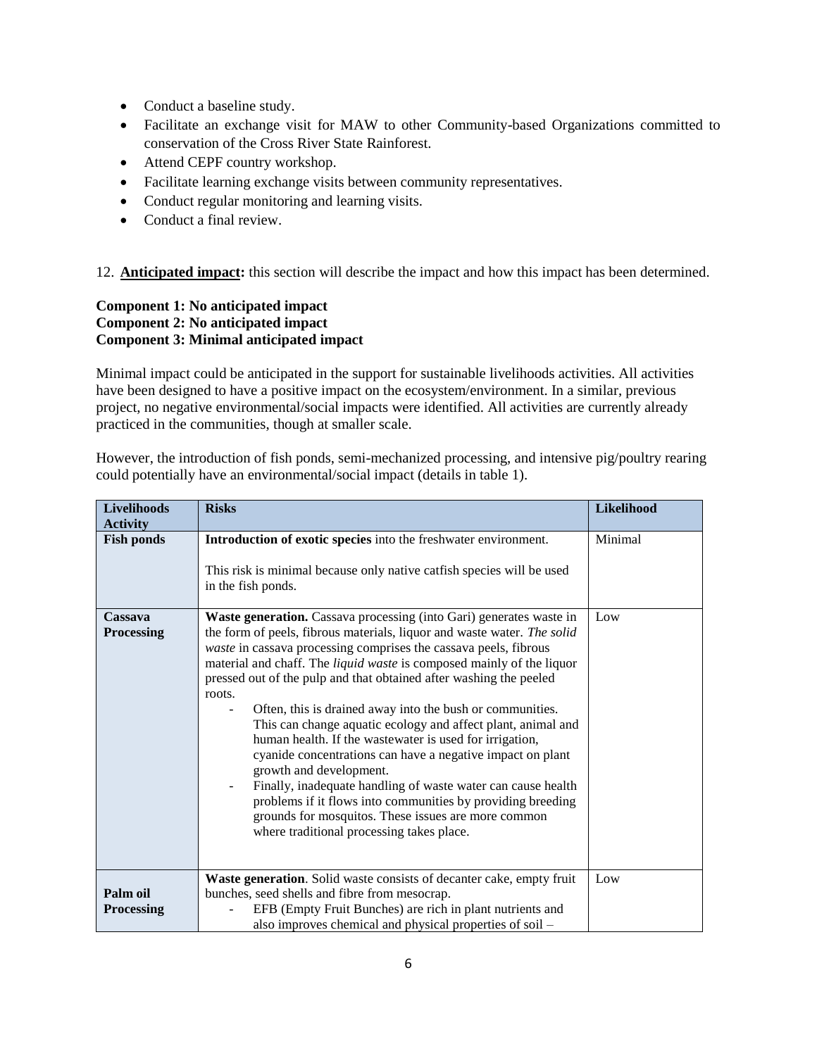- Conduct a baseline study.
- Facilitate an exchange visit for MAW to other Community-based Organizations committed to conservation of the Cross River State Rainforest.
- Attend CEPF country workshop.
- Facilitate learning exchange visits between community representatives.
- Conduct regular monitoring and learning visits.
- Conduct a final review.

12. **Anticipated impact:** this section will describe the impact and how this impact has been determined.

**Component 1: No anticipated impact**
**Component 2: No anticipated impact**
**Component 3: Minimal anticipated impact**

Minimal impact could be anticipated in the support for sustainable livelihoods activities. All activities have been designed to have a positive impact on the ecosystem/environment. In a similar, previous project, no negative environmental/social impacts were identified. All activities are currently already practiced in the communities, though at smaller scale.

However, the introduction of fish ponds, semi-mechanized processing, and intensive pig/poultry rearing could potentially have an environmental/social impact (details in table 1).

| Livelihoods Activity | Risks | Likelihood |
|---|---|---|
| **Fish ponds** | **Introduction of exotic species** into the freshwater environment.<br><br>This risk is minimal because only native catfish species will be used in the fish ponds. | Minimal |
| **Cassava Processing** | **Waste generation.** Cassava processing (into Gari) generates waste in the form of peels, fibrous materials, liquor and waste water. *The solid waste* in cassava processing comprises the cassava peels, fibrous material and chaff. The *liquid waste* is composed mainly of the liquor pressed out of the pulp and that obtained after washing the peeled roots.<br>- Often, this is drained away into the bush or communities. This can change aquatic ecology and affect plant, animal and human health. If the wastewater is used for irrigation, cyanide concentrations can have a negative impact on plant growth and development.<br>- Finally, inadequate handling of waste water can cause health problems if it flows into communities by providing breeding grounds for mosquitos. These issues are more common where traditional processing takes place. | Low |
| **Palm oil Processing** | **Waste generation**. Solid waste consists of decanter cake, empty fruit bunches, seed shells and fibre from mesocrap.<br>- EFB (Empty Fruit Bunches) are rich in plant nutrients and also improves chemical and physical properties of soil – | Low |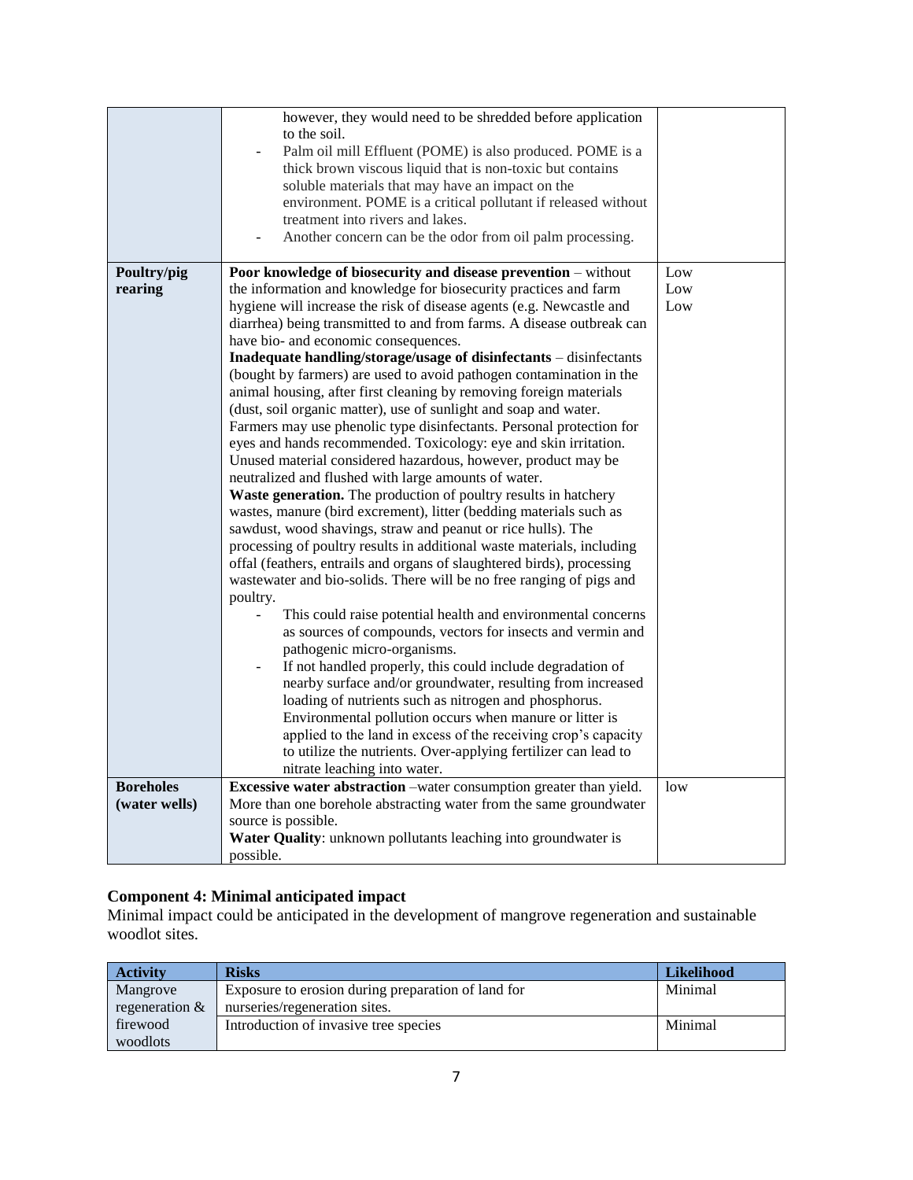| | | |
|---|---|---|
| | however, they would need to be shredded before application to the soil.<br>- Palm oil mill Effluent (POME) is also produced. POME is a thick brown viscous liquid that is non-toxic but contains soluble materials that may have an impact on the environment. POME is a critical pollutant if released without treatment into rivers and lakes.<br>- Another concern can be the odor from oil palm processing. | |
| **Poultry/pig rearing** | **Poor knowledge of biosecurity and disease prevention** – without the information and knowledge for biosecurity practices and farm hygiene will increase the risk of disease agents (e.g. Newcastle and diarrhea) being transmitted to and from farms. A disease outbreak can have bio- and economic consequences.<br>**Inadequate handling/storage/usage of disinfectants** – disinfectants (bought by farmers) are used to avoid pathogen contamination in the animal housing, after first cleaning by removing foreign materials (dust, soil organic matter), use of sunlight and soap and water. Farmers may use phenolic type disinfectants. Personal protection for eyes and hands recommended. Toxicology: eye and skin irritation. Unused material considered hazardous, however, product may be neutralized and flushed with large amounts of water.<br>**Waste generation.** The production of poultry results in hatchery wastes, manure (bird excrement), litter (bedding materials such as sawdust, wood shavings, straw and peanut or rice hulls). The processing of poultry results in additional waste materials, including offal (feathers, entrails and organs of slaughtered birds), processing wastewater and bio-solids. There will be no free ranging of pigs and poultry.<br>- This could raise potential health and environmental concerns as sources of compounds, vectors for insects and vermin and pathogenic micro-organisms.<br>- If not handled properly, this could include degradation of nearby surface and/or groundwater, resulting from increased loading of nutrients such as nitrogen and phosphorus. Environmental pollution occurs when manure or litter is applied to the land in excess of the receiving crop's capacity to utilize the nutrients. Over-applying fertilizer can lead to nitrate leaching into water. | Low<br>Low<br>Low |
| **Boreholes (water wells)** | **Excessive water abstraction** –water consumption greater than yield. More than one borehole abstracting water from the same groundwater source is possible.<br>**Water Quality**: unknown pollutants leaching into groundwater is possible. | low |

**Component 4: Minimal anticipated impact**

Minimal impact could be anticipated in the development of mangrove regeneration and sustainable woodlot sites.

| Activity | Risks | Likelihood |
|---|---|---|
| Mangrove regeneration & firewood woodlots | Exposure to erosion during preparation of land for nurseries/regeneration sites. | Minimal |
| | Introduction of invasive tree species | Minimal |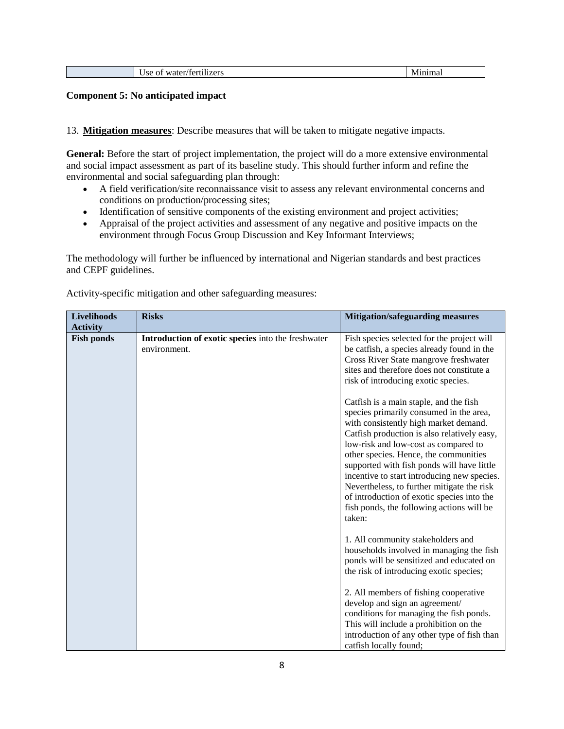| | Use of water/fertilizers | Minimal |
|---|---|---|

**Component 5: No anticipated impact**

13. **Mitigation measures**: Describe measures that will be taken to mitigate negative impacts.

**General:** Before the start of project implementation, the project will do a more extensive environmental and social impact assessment as part of its baseline study. This should further inform and refine the environmental and social safeguarding plan through:

- A field verification/site reconnaissance visit to assess any relevant environmental concerns and conditions on production/processing sites;
- Identification of sensitive components of the existing environment and project activities;
- Appraisal of the project activities and assessment of any negative and positive impacts on the environment through Focus Group Discussion and Key Informant Interviews;

The methodology will further be influenced by international and Nigerian standards and best practices and CEPF guidelines.

Activity-specific mitigation and other safeguarding measures:

| Livelihoods Activity | Risks | Mitigation/safeguarding measures |
|---|---|---|
| **Fish ponds** | **Introduction of exotic species** into the freshwater environment. | Fish species selected for the project will be catfish, a species already found in the Cross River State mangrove freshwater sites and therefore does not constitute a risk of introducing exotic species.<br><br>Catfish is a main staple, and the fish species primarily consumed in the area, with consistently high market demand. Catfish production is also relatively easy, low-risk and low-cost as compared to other species. Hence, the communities supported with fish ponds will have little incentive to start introducing new species. Nevertheless, to further mitigate the risk of introduction of exotic species into the fish ponds, the following actions will be taken:<br><br>1. All community stakeholders and households involved in managing the fish ponds will be sensitized and educated on the risk of introducing exotic species;<br><br>2. All members of fishing cooperative develop and sign an agreement/ conditions for managing the fish ponds. This will include a prohibition on the introduction of any other type of fish than catfish locally found; |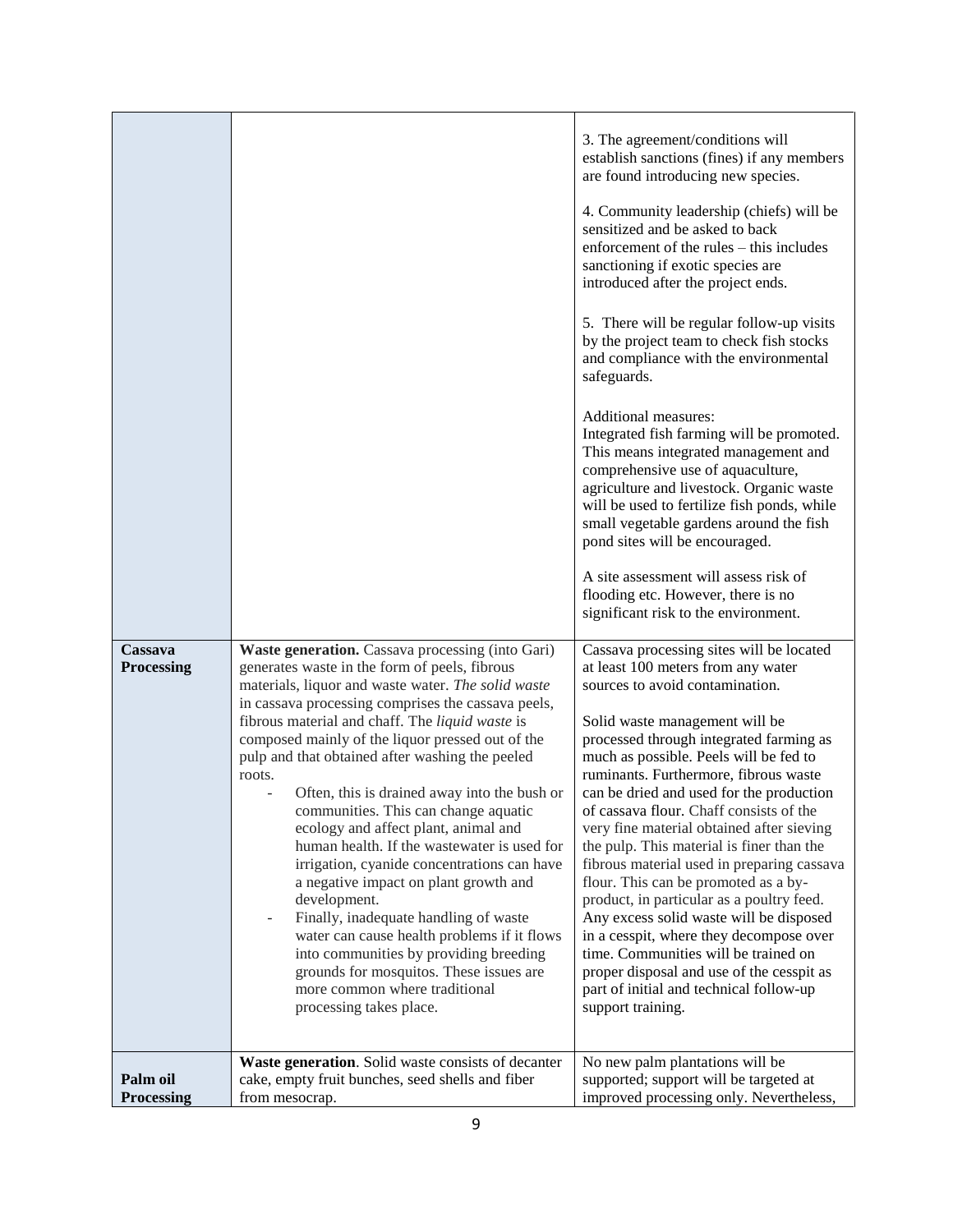| | | |
|---|---|---|
| | | 3. The agreement/conditions will establish sanctions (fines) if any members are found introducing new species.<br><br>4. Community leadership (chiefs) will be sensitized and be asked to back enforcement of the rules – this includes sanctioning if exotic species are introduced after the project ends.<br><br>5. There will be regular follow-up visits by the project team to check fish stocks and compliance with the environmental safeguards.<br><br>Additional measures:<br>Integrated fish farming will be promoted. This means integrated management and comprehensive use of aquaculture, agriculture and livestock. Organic waste will be used to fertilize fish ponds, while small vegetable gardens around the fish pond sites will be encouraged.<br><br>A site assessment will assess risk of flooding etc. However, there is no significant risk to the environment. |
| **Cassava Processing** | **Waste generation.** Cassava processing (into Gari) generates waste in the form of peels, fibrous materials, liquor and waste water. *The solid waste* in cassava processing comprises the cassava peels, fibrous material and chaff. The *liquid waste* is composed mainly of the liquor pressed out of the pulp and that obtained after washing the peeled roots.<br>- Often, this is drained away into the bush or communities. This can change aquatic ecology and affect plant, animal and human health. If the wastewater is used for irrigation, cyanide concentrations can have a negative impact on plant growth and development.<br>- Finally, inadequate handling of waste water can cause health problems if it flows into communities by providing breeding grounds for mosquitos. These issues are more common where traditional processing takes place. | Cassava processing sites will be located at least 100 meters from any water sources to avoid contamination.<br><br>Solid waste management will be processed through integrated farming as much as possible. Peels will be fed to ruminants. Furthermore, fibrous waste can be dried and used for the production of cassava flour. Chaff consists of the very fine material obtained after sieving the pulp. This material is finer than the fibrous material used in preparing cassava flour. This can be promoted as a by-product, in particular as a poultry feed. Any excess solid waste will be disposed in a cesspit, where they decompose over time. Communities will be trained on proper disposal and use of the cesspit as part of initial and technical follow-up support training. |
| **Palm oil Processing** | **Waste generation**. Solid waste consists of decanter cake, empty fruit bunches, seed shells and fiber from mesocrap. | No new palm plantations will be supported; support will be targeted at improved processing only. Nevertheless, |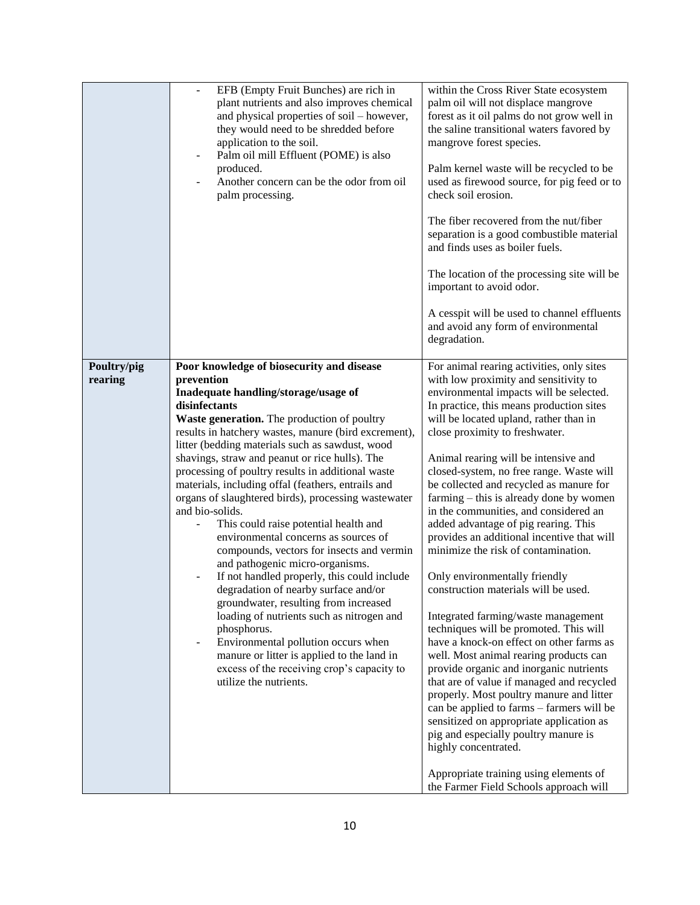| | | |
|---|---|---|
| | - EFB (Empty Fruit Bunches) are rich in plant nutrients and also improves chemical and physical properties of soil – however, they would need to be shredded before application to the soil.<br>- Palm oil mill Effluent (POME) is also produced.<br>- Another concern can be the odor from oil palm processing. | within the Cross River State ecosystem palm oil will not displace mangrove forest as it oil palms do not grow well in the saline transitional waters favored by mangrove forest species.<br><br>Palm kernel waste will be recycled to be used as firewood source, for pig feed or to check soil erosion.<br><br>The fiber recovered from the nut/fiber separation is a good combustible material and finds uses as boiler fuels.<br><br>The location of the processing site will be important to avoid odor.<br><br>A cesspit will be used to channel effluents and avoid any form of environmental degradation. |
| **Poultry/pig rearing** | **Poor knowledge of biosecurity and disease prevention**<br>**Inadequate handling/storage/usage of disinfectants**<br>**Waste generation.** The production of poultry results in hatchery wastes, manure (bird excrement), litter (bedding materials such as sawdust, wood shavings, straw and peanut or rice hulls). The processing of poultry results in additional waste materials, including offal (feathers, entrails and organs of slaughtered birds), processing wastewater and bio-solids.<br>- This could raise potential health and environmental concerns as sources of compounds, vectors for insects and vermin and pathogenic micro-organisms.<br>- If not handled properly, this could include degradation of nearby surface and/or groundwater, resulting from increased loading of nutrients such as nitrogen and phosphorus.<br>- Environmental pollution occurs when manure or litter is applied to the land in excess of the receiving crop's capacity to utilize the nutrients. | For animal rearing activities, only sites with low proximity and sensitivity to environmental impacts will be selected. In practice, this means production sites will be located upland, rather than in close proximity to freshwater.<br><br>Animal rearing will be intensive and closed-system, no free range. Waste will be collected and recycled as manure for farming – this is already done by women in the communities, and considered an added advantage of pig rearing. This provides an additional incentive that will minimize the risk of contamination.<br><br>Only environmentally friendly construction materials will be used.<br><br>Integrated farming/waste management techniques will be promoted. This will have a knock-on effect on other farms as well. Most animal rearing products can provide organic and inorganic nutrients that are of value if managed and recycled properly. Most poultry manure and litter can be applied to farms – farmers will be sensitized on appropriate application as pig and especially poultry manure is highly concentrated.<br><br>Appropriate training using elements of the Farmer Field Schools approach will |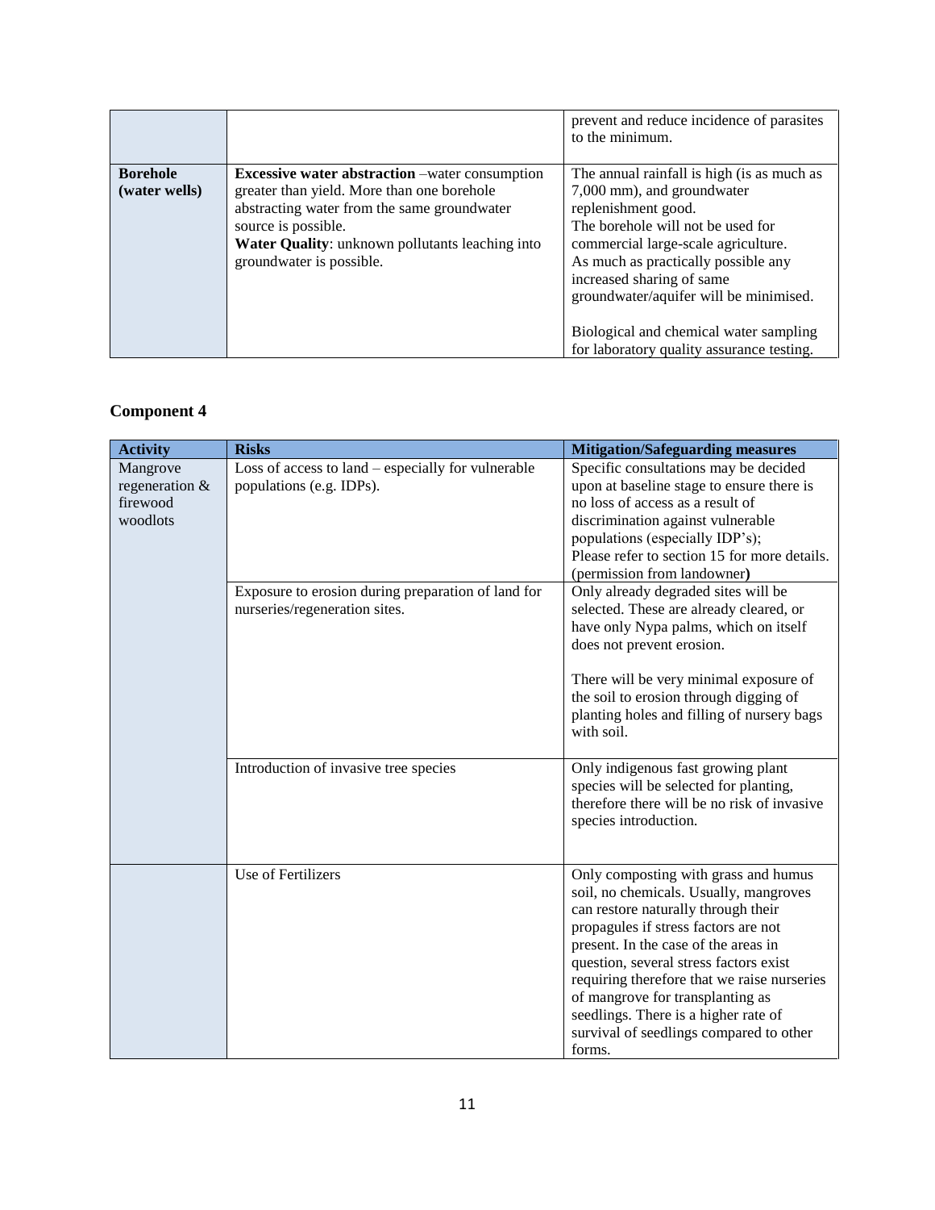| | | prevent and reduce incidence of parasites to the minimum. |
|---|---|---|
| **Borehole (water wells)** | **Excessive water abstraction** –water consumption greater than yield. More than one borehole abstracting water from the same groundwater source is possible.<br>**Water Quality**: unknown pollutants leaching into groundwater is possible. | The annual rainfall is high (is as much as 7,000 mm), and groundwater replenishment good.<br>The borehole will not be used for commercial large-scale agriculture.<br>As much as practically possible any increased sharing of same groundwater/aquifer will be minimised.<br><br>Biological and chemical water sampling for laboratory quality assurance testing. |

## Component 4

| Activity | Risks | Mitigation/Safeguarding measures |
|---|---|---|
| Mangrove regeneration & firewood woodlots | Loss of access to land – especially for vulnerable populations (e.g. IDPs). | Specific consultations may be decided upon at baseline stage to ensure there is no loss of access as a result of discrimination against vulnerable populations (especially IDP's);<br>Please refer to section 15 for more details. (permission from landowner**)** |
| | Exposure to erosion during preparation of land for nurseries/regeneration sites. | Only already degraded sites will be selected. These are already cleared, or have only Nypa palms, which on itself does not prevent erosion.<br><br>There will be very minimal exposure of the soil to erosion through digging of planting holes and filling of nursery bags with soil. |
| | Introduction of invasive tree species | Only indigenous fast growing plant species will be selected for planting, therefore there will be no risk of invasive species introduction. |
| | Use of Fertilizers | Only composting with grass and humus soil, no chemicals. Usually, mangroves can restore naturally through their propagules if stress factors are not present. In the case of the areas in question, several stress factors exist requiring therefore that we raise nurseries of mangrove for transplanting as seedlings. There is a higher rate of survival of seedlings compared to other forms. |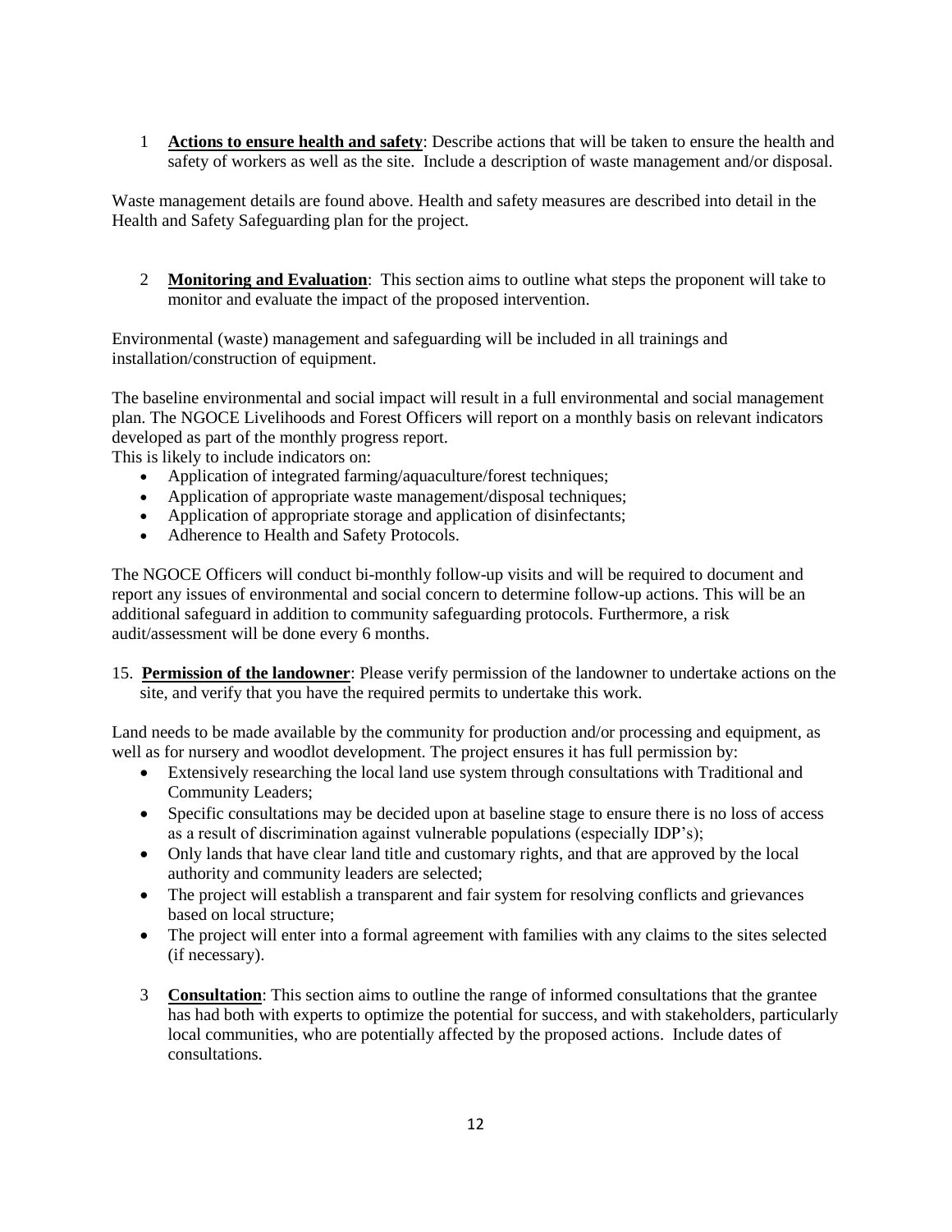1 **Actions to ensure health and safety**: Describe actions that will be taken to ensure the health and safety of workers as well as the site. Include a description of waste management and/or disposal.

Waste management details are found above. Health and safety measures are described into detail in the Health and Safety Safeguarding plan for the project.

2 **Monitoring and Evaluation**: This section aims to outline what steps the proponent will take to monitor and evaluate the impact of the proposed intervention.

Environmental (waste) management and safeguarding will be included in all trainings and installation/construction of equipment.

The baseline environmental and social impact will result in a full environmental and social management plan. The NGOCE Livelihoods and Forest Officers will report on a monthly basis on relevant indicators developed as part of the monthly progress report.
This is likely to include indicators on:

- Application of integrated farming/aquaculture/forest techniques;
- Application of appropriate waste management/disposal techniques;
- Application of appropriate storage and application of disinfectants;
- Adherence to Health and Safety Protocols.

The NGOCE Officers will conduct bi-monthly follow-up visits and will be required to document and report any issues of environmental and social concern to determine follow-up actions. This will be an additional safeguard in addition to community safeguarding protocols. Furthermore, a risk audit/assessment will be done every 6 months.

15. **Permission of the landowner**: Please verify permission of the landowner to undertake actions on the site, and verify that you have the required permits to undertake this work.

Land needs to be made available by the community for production and/or processing and equipment, as well as for nursery and woodlot development. The project ensures it has full permission by:

- Extensively researching the local land use system through consultations with Traditional and Community Leaders;
- Specific consultations may be decided upon at baseline stage to ensure there is no loss of access as a result of discrimination against vulnerable populations (especially IDP's);
- Only lands that have clear land title and customary rights, and that are approved by the local authority and community leaders are selected;
- The project will establish a transparent and fair system for resolving conflicts and grievances based on local structure;
- The project will enter into a formal agreement with families with any claims to the sites selected (if necessary).

3 **Consultation**: This section aims to outline the range of informed consultations that the grantee has had both with experts to optimize the potential for success, and with stakeholders, particularly local communities, who are potentially affected by the proposed actions. Include dates of consultations.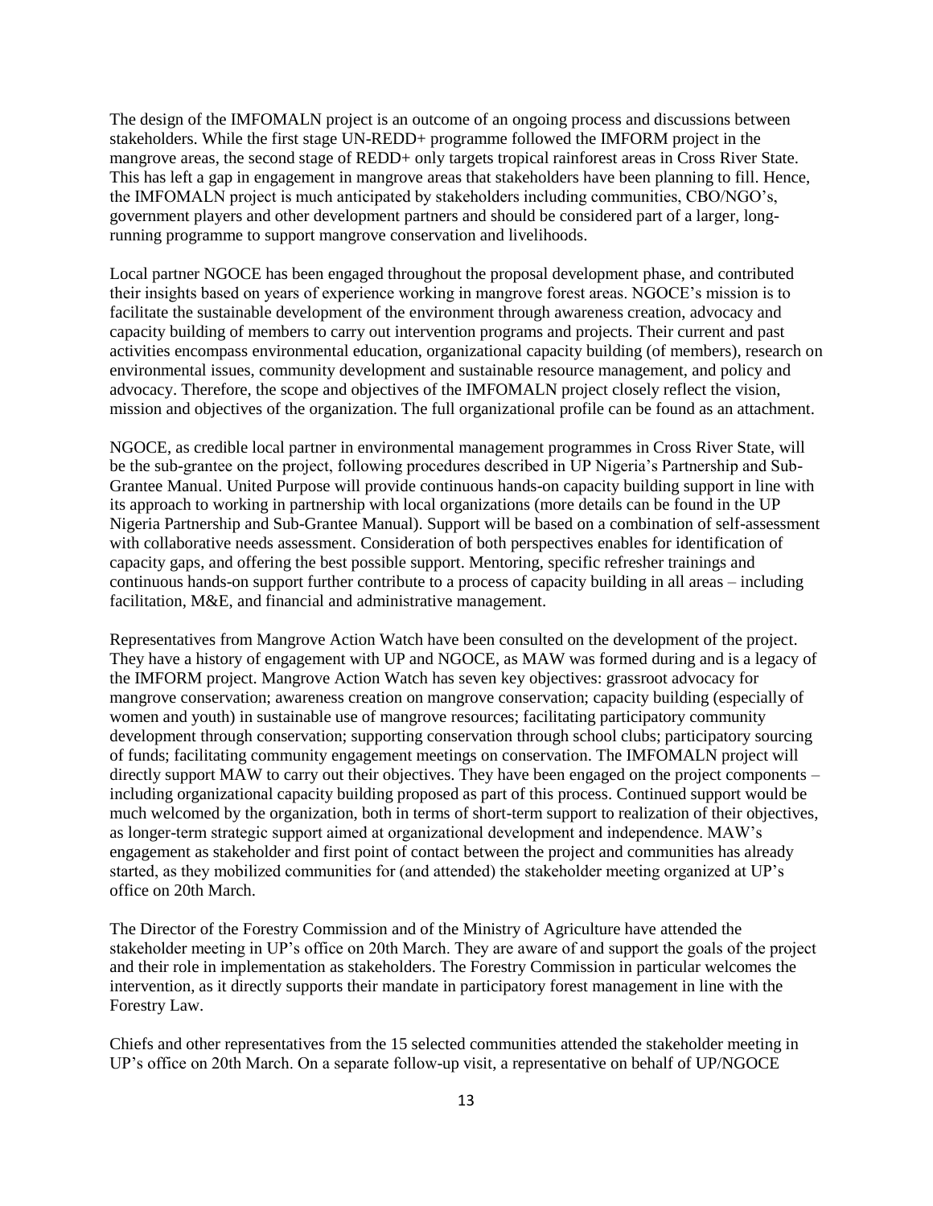The design of the IMFOMALN project is an outcome of an ongoing process and discussions between stakeholders. While the first stage UN-REDD+ programme followed the IMFORM project in the mangrove areas, the second stage of REDD+ only targets tropical rainforest areas in Cross River State. This has left a gap in engagement in mangrove areas that stakeholders have been planning to fill. Hence, the IMFOMALN project is much anticipated by stakeholders including communities, CBO/NGO's, government players and other development partners and should be considered part of a larger, long-running programme to support mangrove conservation and livelihoods.

Local partner NGOCE has been engaged throughout the proposal development phase, and contributed their insights based on years of experience working in mangrove forest areas. NGOCE's mission is to facilitate the sustainable development of the environment through awareness creation, advocacy and capacity building of members to carry out intervention programs and projects. Their current and past activities encompass environmental education, organizational capacity building (of members), research on environmental issues, community development and sustainable resource management, and policy and advocacy. Therefore, the scope and objectives of the IMFOMALN project closely reflect the vision, mission and objectives of the organization. The full organizational profile can be found as an attachment.

NGOCE, as credible local partner in environmental management programmes in Cross River State, will be the sub-grantee on the project, following procedures described in UP Nigeria's Partnership and Sub-Grantee Manual. United Purpose will provide continuous hands-on capacity building support in line with its approach to working in partnership with local organizations (more details can be found in the UP Nigeria Partnership and Sub-Grantee Manual). Support will be based on a combination of self-assessment with collaborative needs assessment. Consideration of both perspectives enables for identification of capacity gaps, and offering the best possible support. Mentoring, specific refresher trainings and continuous hands-on support further contribute to a process of capacity building in all areas – including facilitation, M&E, and financial and administrative management.

Representatives from Mangrove Action Watch have been consulted on the development of the project. They have a history of engagement with UP and NGOCE, as MAW was formed during and is a legacy of the IMFORM project. Mangrove Action Watch has seven key objectives: grassroot advocacy for mangrove conservation; awareness creation on mangrove conservation; capacity building (especially of women and youth) in sustainable use of mangrove resources; facilitating participatory community development through conservation; supporting conservation through school clubs; participatory sourcing of funds; facilitating community engagement meetings on conservation. The IMFOMALN project will directly support MAW to carry out their objectives. They have been engaged on the project components – including organizational capacity building proposed as part of this process. Continued support would be much welcomed by the organization, both in terms of short-term support to realization of their objectives, as longer-term strategic support aimed at organizational development and independence. MAW's engagement as stakeholder and first point of contact between the project and communities has already started, as they mobilized communities for (and attended) the stakeholder meeting organized at UP's office on 20th March.

The Director of the Forestry Commission and of the Ministry of Agriculture have attended the stakeholder meeting in UP's office on 20th March. They are aware of and support the goals of the project and their role in implementation as stakeholders. The Forestry Commission in particular welcomes the intervention, as it directly supports their mandate in participatory forest management in line with the Forestry Law.

Chiefs and other representatives from the 15 selected communities attended the stakeholder meeting in UP's office on 20th March. On a separate follow-up visit, a representative on behalf of UP/NGOCE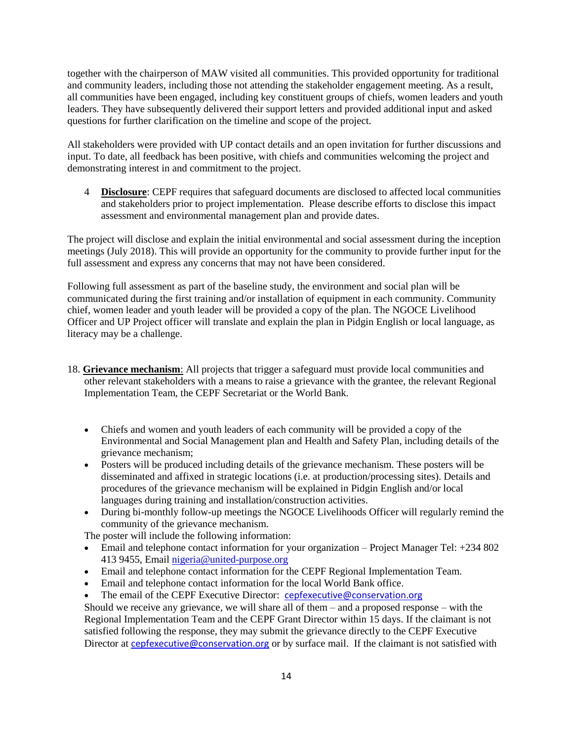together with the chairperson of MAW visited all communities. This provided opportunity for traditional and community leaders, including those not attending the stakeholder engagement meeting. As a result, all communities have been engaged, including key constituent groups of chiefs, women leaders and youth leaders. They have subsequently delivered their support letters and provided additional input and asked questions for further clarification on the timeline and scope of the project.

All stakeholders were provided with UP contact details and an open invitation for further discussions and input. To date, all feedback has been positive, with chiefs and communities welcoming the project and demonstrating interest in and commitment to the project.

4 **Disclosure**: CEPF requires that safeguard documents are disclosed to affected local communities and stakeholders prior to project implementation. Please describe efforts to disclose this impact assessment and environmental management plan and provide dates.

The project will disclose and explain the initial environmental and social assessment during the inception meetings (July 2018). This will provide an opportunity for the community to provide further input for the full assessment and express any concerns that may not have been considered.

Following full assessment as part of the baseline study, the environment and social plan will be communicated during the first training and/or installation of equipment in each community. Community chief, women leader and youth leader will be provided a copy of the plan. The NGOCE Livelihood Officer and UP Project officer will translate and explain the plan in Pidgin English or local language, as literacy may be a challenge.

18. **Grievance mechanism**: All projects that trigger a safeguard must provide local communities and other relevant stakeholders with a means to raise a grievance with the grantee, the relevant Regional Implementation Team, the CEPF Secretariat or the World Bank.

- Chiefs and women and youth leaders of each community will be provided a copy of the Environmental and Social Management plan and Health and Safety Plan, including details of the grievance mechanism;
- Posters will be produced including details of the grievance mechanism. These posters will be disseminated and affixed in strategic locations (i.e. at production/processing sites). Details and procedures of the grievance mechanism will be explained in Pidgin English and/or local languages during training and installation/construction activities.
- During bi-monthly follow-up meetings the NGOCE Livelihoods Officer will regularly remind the community of the grievance mechanism.

The poster will include the following information:

- Email and telephone contact information for your organization – Project Manager Tel: +234 802 413 9455, Email nigeria@united-purpose.org
- Email and telephone contact information for the CEPF Regional Implementation Team.
- Email and telephone contact information for the local World Bank office.
- The email of the CEPF Executive Director: cepfexecutive@conservation.org

Should we receive any grievance, we will share all of them – and a proposed response – with the Regional Implementation Team and the CEPF Grant Director within 15 days. If the claimant is not satisfied following the response, they may submit the grievance directly to the CEPF Executive Director at cepfexecutive@conservation.org or by surface mail. If the claimant is not satisfied with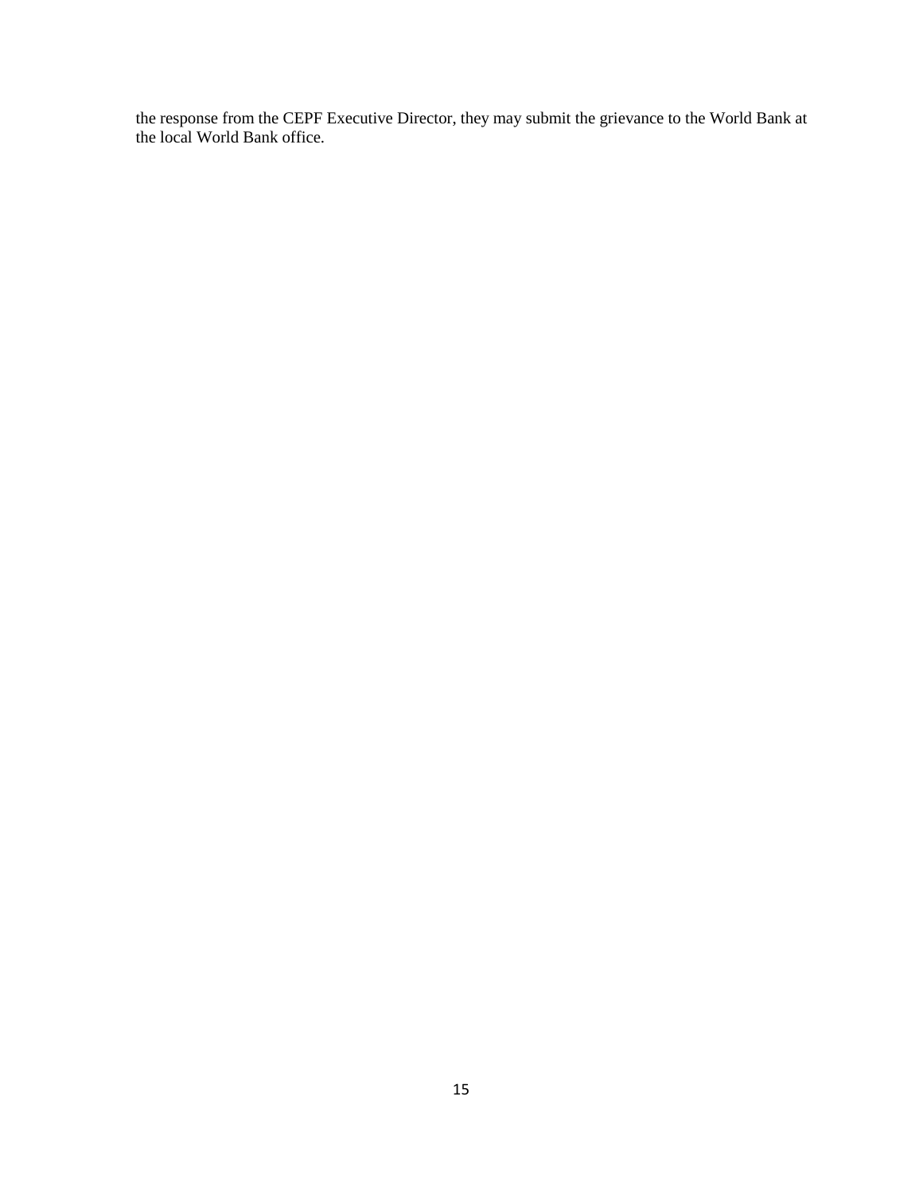the response from the CEPF Executive Director, they may submit the grievance to the World Bank at the local World Bank office.